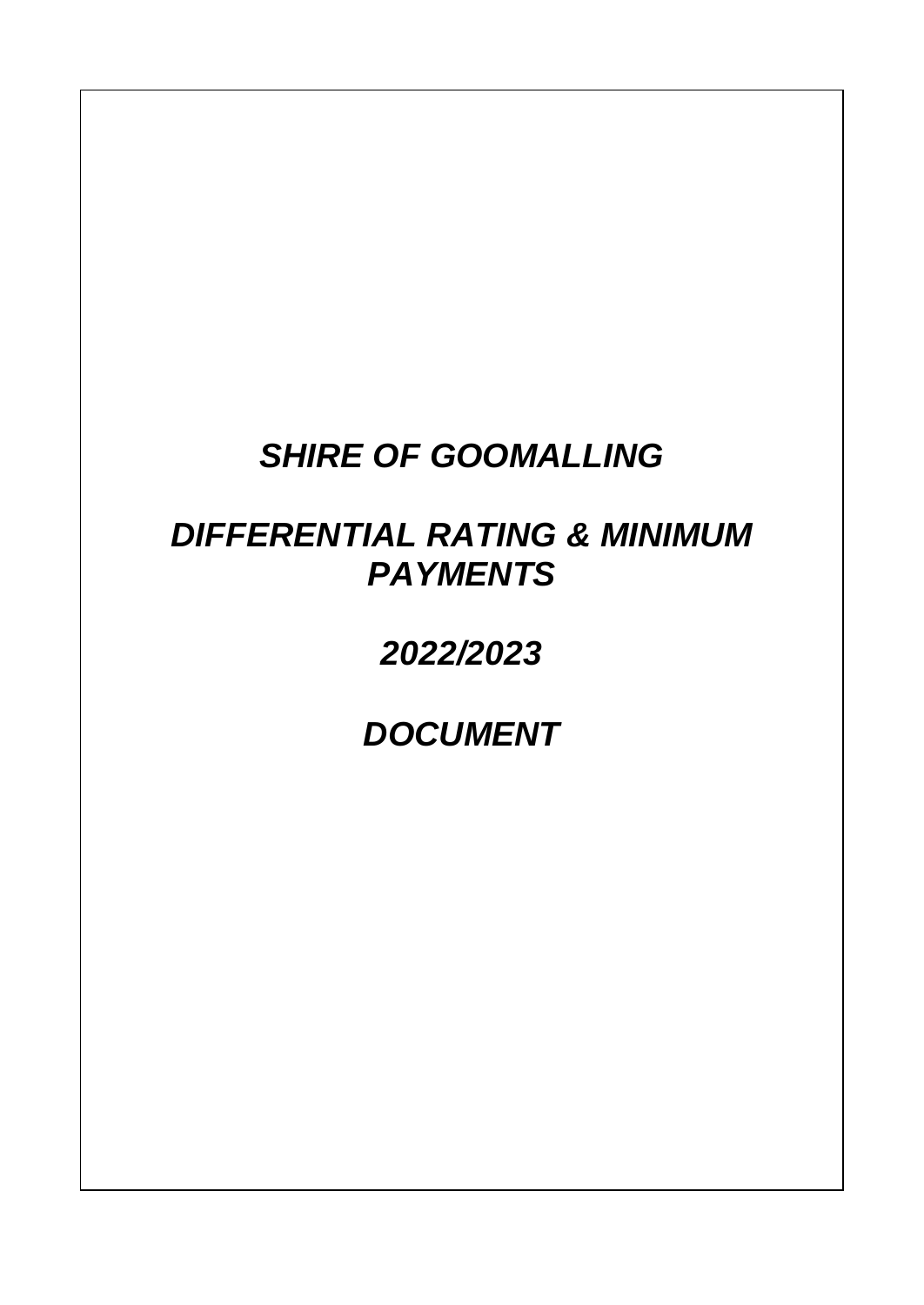# *SHIRE OF GOOMALLING*

# *DIFFERENTIAL RATING & MINIMUM PAYMENTS*

# *2022/2023*

# *DOCUMENT*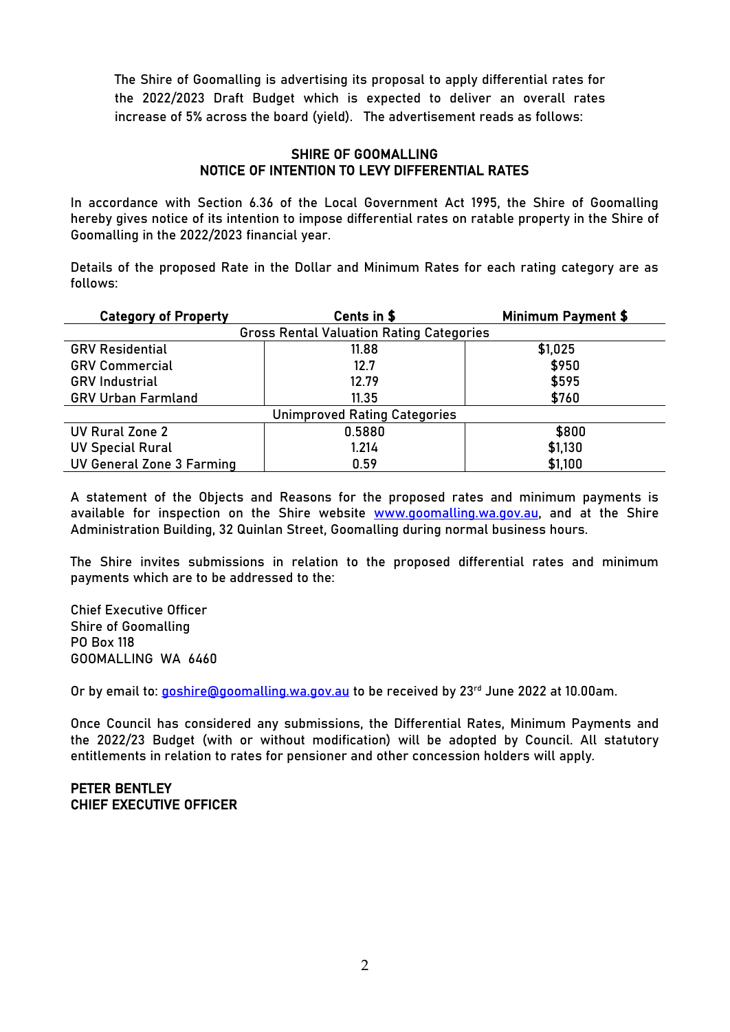The Shire of Goomalling is advertising its proposal to apply differential rates for the 2022/2023 Draft Budget which is expected to deliver an overall rates increase of 5% across the board (yield). The advertisement reads as follows:

**SHIRE OF GOOMALLING**
**NOTICE OF INTENTION TO LEVY DIFFERENTIAL RATES**

In accordance with Section 6.36 of the Local Government Act 1995, the Shire of Goomalling hereby gives notice of its intention to impose differential rates on ratable property in the Shire of Goomalling in the 2022/2023 financial year.

Details of the proposed Rate in the Dollar and Minimum Rates for each rating category are as follows:

| Category of Property | Cents in $ | Minimum Payment $ |
|---|---|---|
| Gross Rental Valuation Rating Categories | | |
| GRV Residential | 11.88 | $1,025 |
| GRV Commercial | 12.7 | $950 |
| GRV Industrial | 12.79 | $595 |
| GRV Urban Farmland | 11.35 | $760 |
| Unimproved Rating Categories | | |
| UV Rural Zone 2 | 0.5880 | $800 |
| UV Special Rural | 1.214 | $1,130 |
| UV General Zone 3 Farming | 0.59 | $1,100 |

A statement of the Objects and Reasons for the proposed rates and minimum payments is available for inspection on the Shire website www.goomalling.wa.gov.au, and at the Shire Administration Building, 32 Quinlan Street, Goomalling during normal business hours.

The Shire invites submissions in relation to the proposed differential rates and minimum payments which are to be addressed to the:

Chief Executive Officer
Shire of Goomalling
PO Box 118
GOOMALLING WA 6460

Or by email to: goshire@goomalling.wa.gov.au to be received by 23rd June 2022 at 10.00am.

Once Council has considered any submissions, the Differential Rates, Minimum Payments and the 2022/23 Budget (with or without modification) will be adopted by Council. All statutory entitlements in relation to rates for pensioner and other concession holders will apply.

**PETER BENTLEY**
**CHIEF EXECUTIVE OFFICER**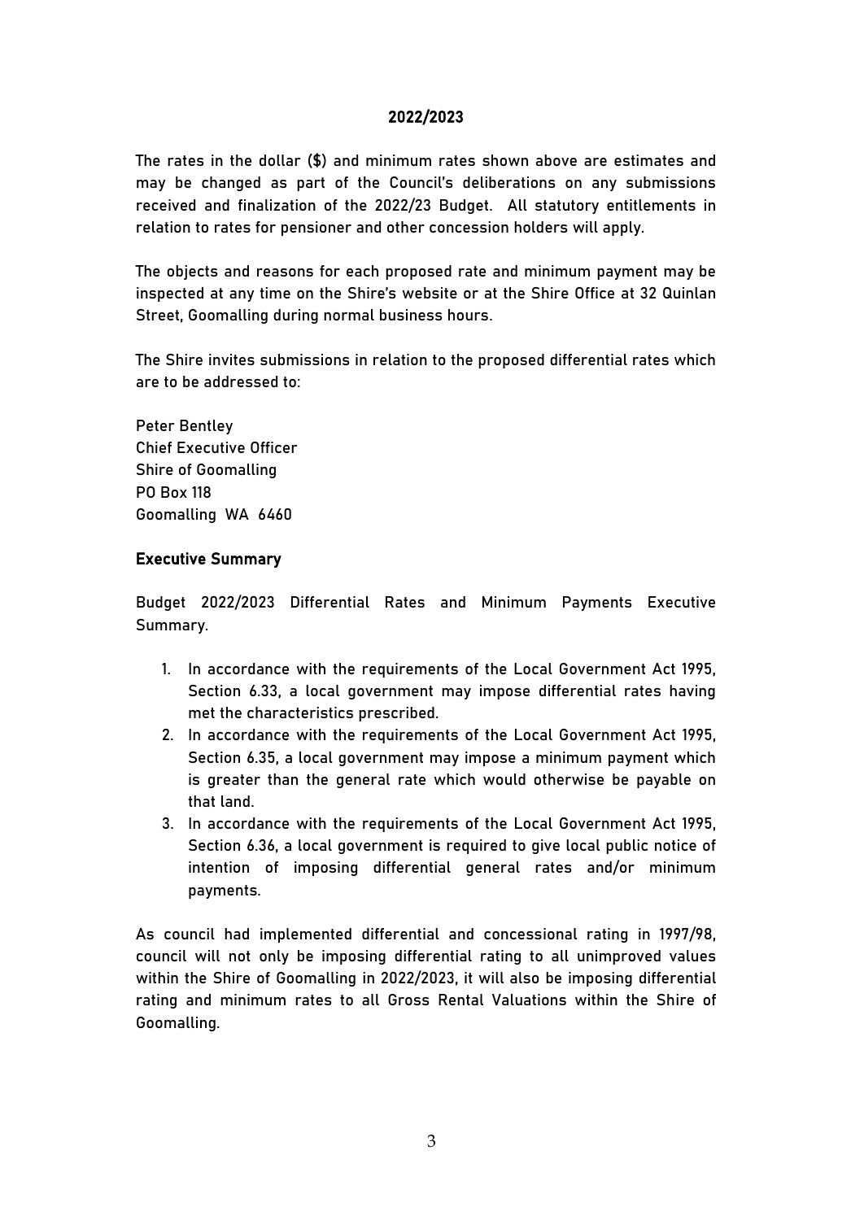## 2022/2023

The rates in the dollar ($) and minimum rates shown above are estimates and may be changed as part of the Council's deliberations on any submissions received and finalization of the 2022/23 Budget. All statutory entitlements in relation to rates for pensioner and other concession holders will apply.

The objects and reasons for each proposed rate and minimum payment may be inspected at any time on the Shire's website or at the Shire Office at 32 Quinlan Street, Goomalling during normal business hours.

The Shire invites submissions in relation to the proposed differential rates which are to be addressed to:

Peter Bentley
Chief Executive Officer
Shire of Goomalling
PO Box 118
Goomalling WA 6460

### Executive Summary

Budget 2022/2023 Differential Rates and Minimum Payments Executive Summary.

1. In accordance with the requirements of the Local Government Act 1995, Section 6.33, a local government may impose differential rates having met the characteristics prescribed.
2. In accordance with the requirements of the Local Government Act 1995, Section 6.35, a local government may impose a minimum payment which is greater than the general rate which would otherwise be payable on that land.
3. In accordance with the requirements of the Local Government Act 1995, Section 6.36, a local government is required to give local public notice of intention of imposing differential general rates and/or minimum payments.

As council had implemented differential and concessional rating in 1997/98, council will not only be imposing differential rating to all unimproved values within the Shire of Goomalling in 2022/2023, it will also be imposing differential rating and minimum rates to all Gross Rental Valuations within the Shire of Goomalling.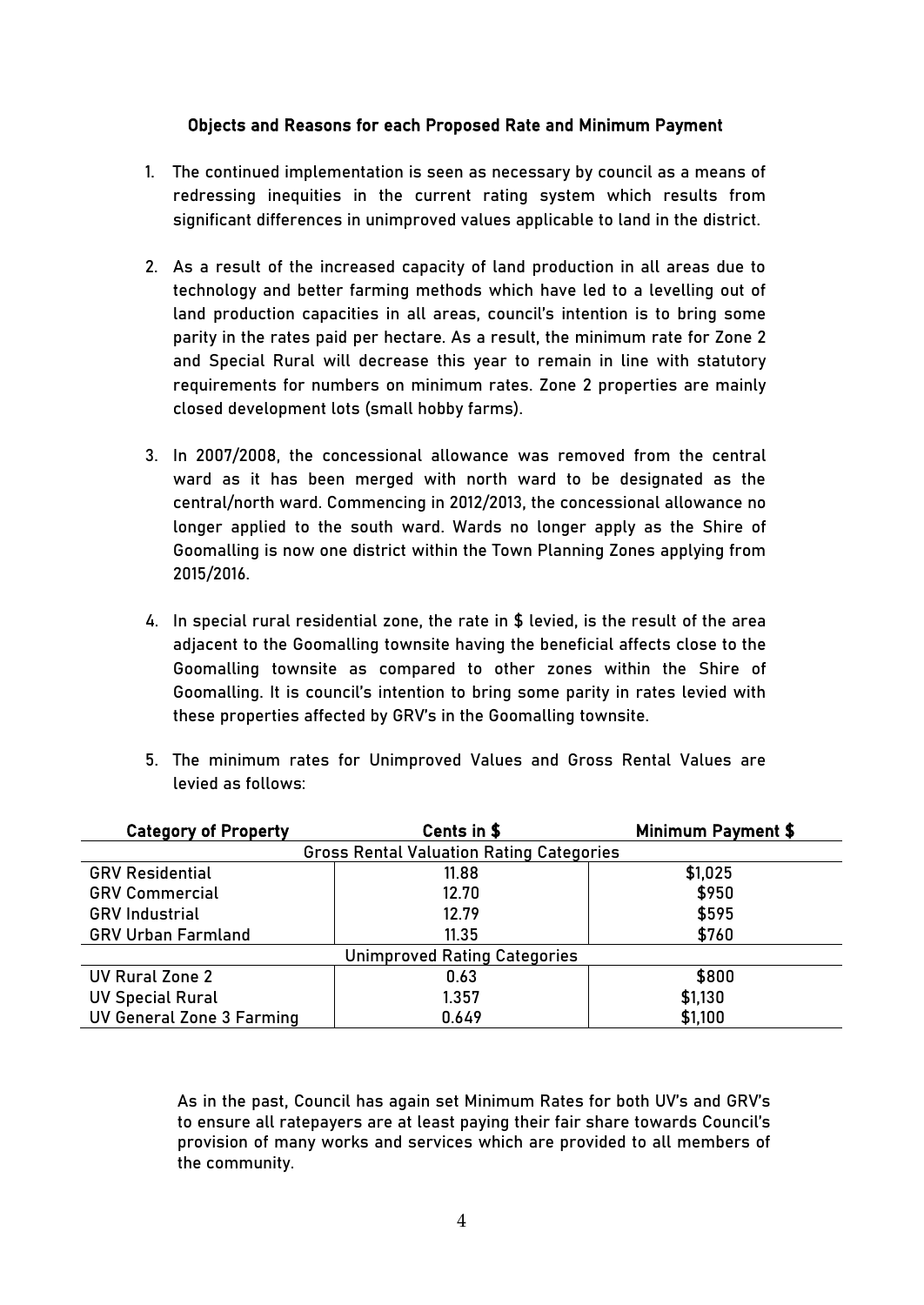### Objects and Reasons for each Proposed Rate and Minimum Payment

1. The continued implementation is seen as necessary by council as a means of redressing inequities in the current rating system which results from significant differences in unimproved values applicable to land in the district.

2. As a result of the increased capacity of land production in all areas due to technology and better farming methods which have led to a levelling out of land production capacities in all areas, council's intention is to bring some parity in the rates paid per hectare. As a result, the minimum rate for Zone 2 and Special Rural will decrease this year to remain in line with statutory requirements for numbers on minimum rates. Zone 2 properties are mainly closed development lots (small hobby farms).

3. In 2007/2008, the concessional allowance was removed from the central ward as it has been merged with north ward to be designated as the central/north ward. Commencing in 2012/2013, the concessional allowance no longer applied to the south ward. Wards no longer apply as the Shire of Goomalling is now one district within the Town Planning Zones applying from 2015/2016.

4. In special rural residential zone, the rate in $ levied, is the result of the area adjacent to the Goomalling townsite having the beneficial affects close to the Goomalling townsite as compared to other zones within the Shire of Goomalling. It is council's intention to bring some parity in rates levied with these properties affected by GRV's in the Goomalling townsite.

5. The minimum rates for Unimproved Values and Gross Rental Values are levied as follows:

| Category of Property | Cents in $ | Minimum Payment $ |
|---|---|---|
| **Gross Rental Valuation Rating Categories** | | |
| GRV Residential | 11.88 | $1,025 |
| GRV Commercial | 12.70 | $950 |
| GRV Industrial | 12.79 | $595 |
| GRV Urban Farmland | 11.35 | $760 |
| **Unimproved Rating Categories** | | |
| UV Rural Zone 2 | 0.63 | $800 |
| UV Special Rural | 1.357 | $1,130 |
| UV General Zone 3 Farming | 0.649 | $1,100 |

As in the past, Council has again set Minimum Rates for both UV's and GRV's to ensure all ratepayers are at least paying their fair share towards Council's provision of many works and services which are provided to all members of the community.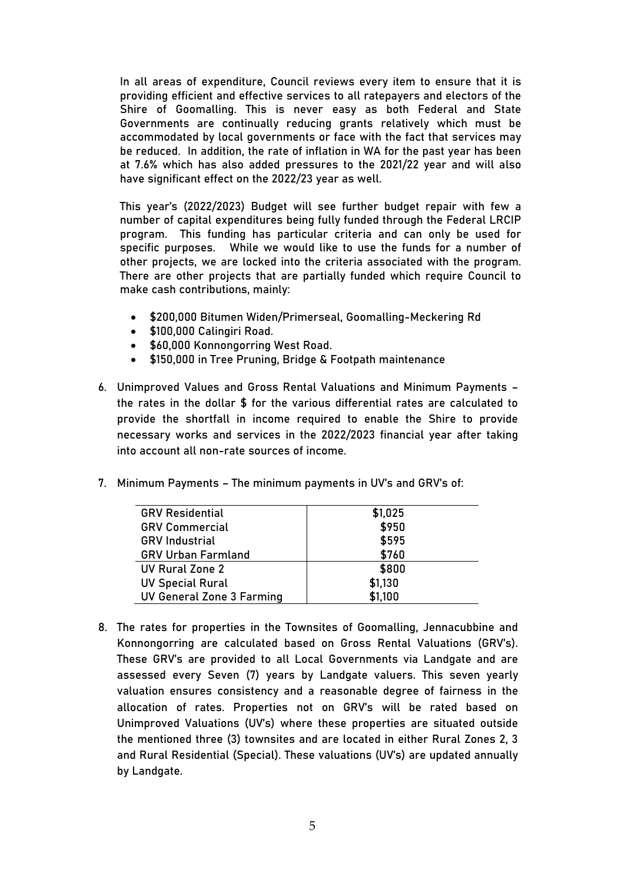In all areas of expenditure, Council reviews every item to ensure that it is providing efficient and effective services to all ratepayers and electors of the Shire of Goomalling. This is never easy as both Federal and State Governments are continually reducing grants relatively which must be accommodated by local governments or face with the fact that services may be reduced. In addition, the rate of inflation in WA for the past year has been at 7.6% which has also added pressures to the 2021/22 year and will also have significant effect on the 2022/23 year as well.

This year's (2022/2023) Budget will see further budget repair with few a number of capital expenditures being fully funded through the Federal LRCIP program. This funding has particular criteria and can only be used for specific purposes. While we would like to use the funds for a number of other projects, we are locked into the criteria associated with the program. There are other projects that are partially funded which require Council to make cash contributions, mainly:

- $200,000 Bitumen Widen/Primerseal, Goomalling-Meckering Rd
- $100,000 Calingiri Road.
- $60,000 Konnongorring West Road.
- $150,000 in Tree Pruning, Bridge & Footpath maintenance

6. Unimproved Values and Gross Rental Valuations and Minimum Payments – the rates in the dollar $ for the various differential rates are calculated to provide the shortfall in income required to enable the Shire to provide necessary works and services in the 2022/2023 financial year after taking into account all non-rate sources of income.

7. Minimum Payments – The minimum payments in UV's and GRV's of:

| | |
|---|---|
| GRV Residential | $1,025 |
| GRV Commercial | $950 |
| GRV Industrial | $595 |
| GRV Urban Farmland | $760 |
| UV Rural Zone 2 | $800 |
| UV Special Rural | $1,130 |
| UV General Zone 3 Farming | $1,100 |

8. The rates for properties in the Townsites of Goomalling, Jennacubbine and Konnongorring are calculated based on Gross Rental Valuations (GRV's). These GRV's are provided to all Local Governments via Landgate and are assessed every Seven (7) years by Landgate valuers. This seven yearly valuation ensures consistency and a reasonable degree of fairness in the allocation of rates. Properties not on GRV's will be rated based on Unimproved Valuations (UV's) where these properties are situated outside the mentioned three (3) townsites and are located in either Rural Zones 2, 3 and Rural Residential (Special). These valuations (UV's) are updated annually by Landgate.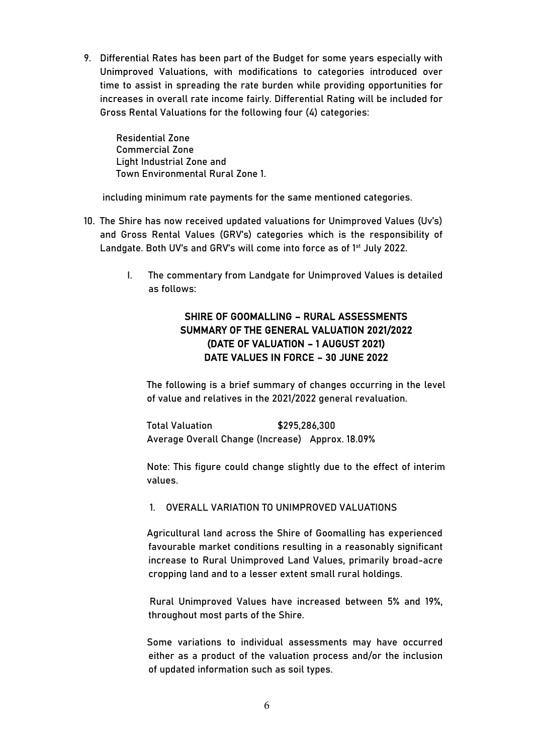9. Differential Rates has been part of the Budget for some years especially with Unimproved Valuations, with modifications to categories introduced over time to assist in spreading the rate burden while providing opportunities for increases in overall rate income fairly. Differential Rating will be included for Gross Rental Valuations for the following four (4) categories:

   Residential Zone
   Commercial Zone
   Light Industrial Zone and
   Town Environmental Rural Zone 1.

   including minimum rate payments for the same mentioned categories.

10. The Shire has now received updated valuations for Unimproved Values (Uv's) and Gross Rental Values (GRV's) categories which is the responsibility of Landgate. Both UV's and GRV's will come into force as of 1st July 2022.

    I. The commentary from Landgate for Unimproved Values is detailed as follows:

**SHIRE OF GOOMALLING – RURAL ASSESSMENTS**
**SUMMARY OF THE GENERAL VALUATION 2021/2022**
**(DATE OF VALUATION – 1 AUGUST 2021)**
**DATE VALUES IN FORCE – 30 JUNE 2022**

The following is a brief summary of changes occurring in the level of value and relatives in the 2021/2022 general revaluation.

Total Valuation $295,286,300
Average Overall Change (Increase) Approx. 18.09%

Note: This figure could change slightly due to the effect of interim values.

1. OVERALL VARIATION TO UNIMPROVED VALUATIONS

Agricultural land across the Shire of Goomalling has experienced favourable market conditions resulting in a reasonably significant increase to Rural Unimproved Land Values, primarily broad-acre cropping land and to a lesser extent small rural holdings.

Rural Unimproved Values have increased between 5% and 19%, throughout most parts of the Shire.

Some variations to individual assessments may have occurred either as a product of the valuation process and/or the inclusion of updated information such as soil types.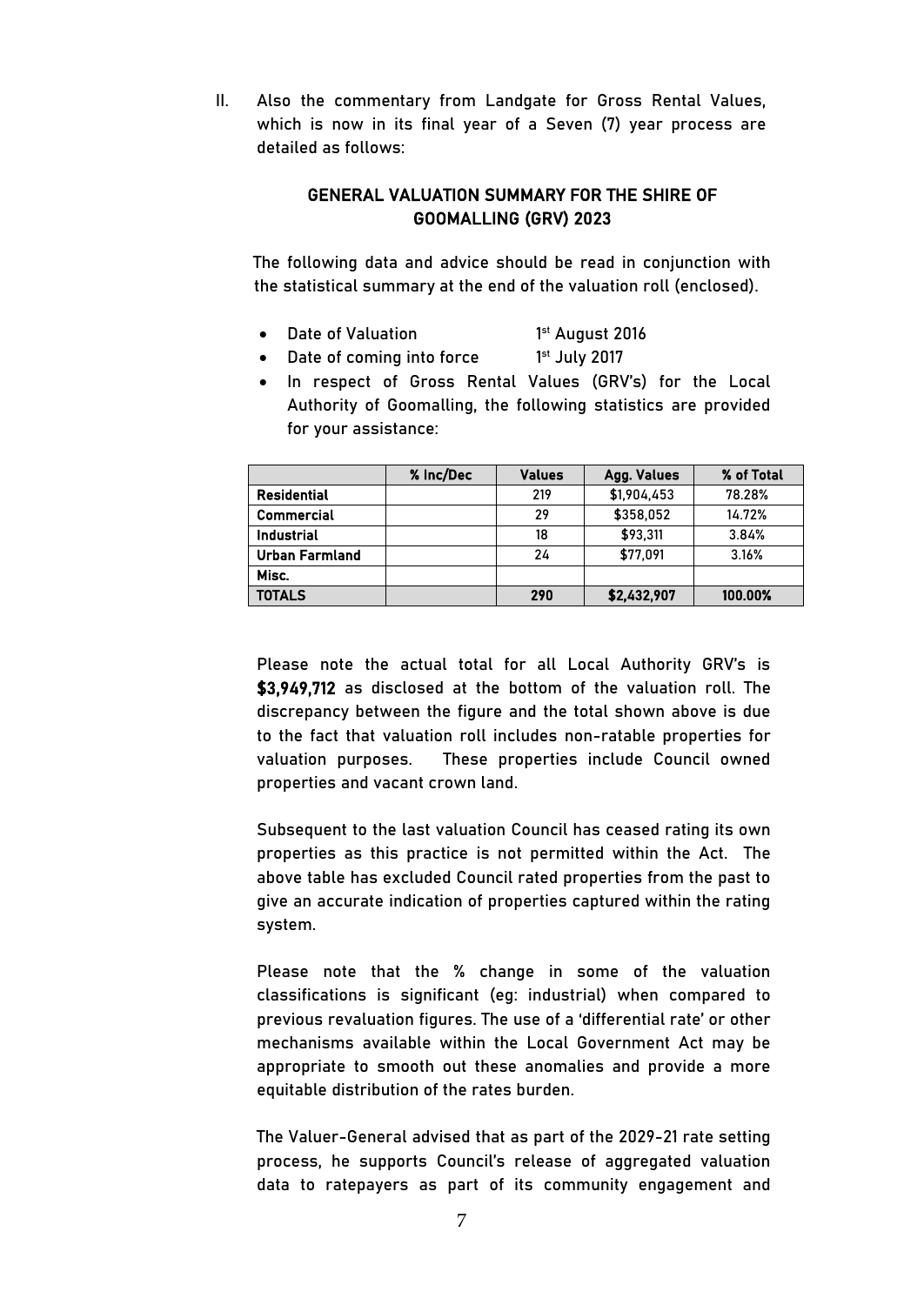II. Also the commentary from Landgate for Gross Rental Values, which is now in its final year of a Seven (7) year process are detailed as follows:

**GENERAL VALUATION SUMMARY FOR THE SHIRE OF GOOMALLING (GRV) 2023**

The following data and advice should be read in conjunction with the statistical summary at the end of the valuation roll (enclosed).

- Date of Valuation 1st August 2016
- Date of coming into force 1st July 2017
- In respect of Gross Rental Values (GRV's) for the Local Authority of Goomalling, the following statistics are provided for your assistance:

| | % Inc/Dec | Values | Agg. Values | % of Total |
|---|---|---|---|---|
| **Residential** | | 219 | $1,904,453 | 78.28% |
| **Commercial** | | 29 | $358,052 | 14.72% |
| **Industrial** | | 18 | $93,311 | 3.84% |
| **Urban Farmland** | | 24 | $77,091 | 3.16% |
| **Misc.** | | | | |
| **TOTALS** | | **290** | **$2,432,907** | **100.00%** |

Please note the actual total for all Local Authority GRV's is **$3,949,712** as disclosed at the bottom of the valuation roll. The discrepancy between the figure and the total shown above is due to the fact that valuation roll includes non-ratable properties for valuation purposes. These properties include Council owned properties and vacant crown land.

Subsequent to the last valuation Council has ceased rating its own properties as this practice is not permitted within the Act. The above table has excluded Council rated properties from the past to give an accurate indication of properties captured within the rating system.

Please note that the % change in some of the valuation classifications is significant (eg: industrial) when compared to previous revaluation figures. The use of a 'differential rate' or other mechanisms available within the Local Government Act may be appropriate to smooth out these anomalies and provide a more equitable distribution of the rates burden.

The Valuer-General advised that as part of the 2029-21 rate setting process, he supports Council's release of aggregated valuation data to ratepayers as part of its community engagement and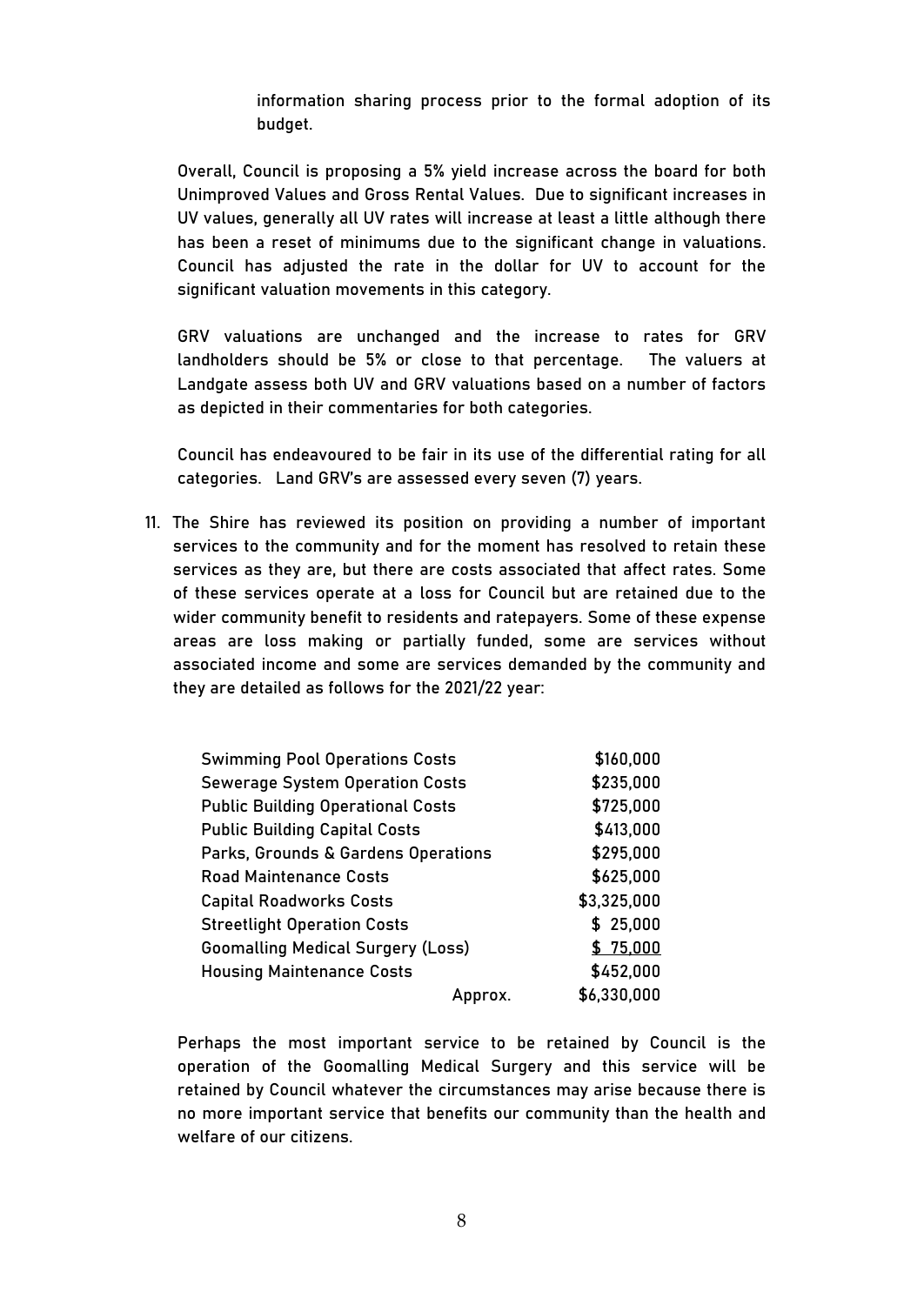information sharing process prior to the formal adoption of its budget.

Overall, Council is proposing a 5% yield increase across the board for both Unimproved Values and Gross Rental Values. Due to significant increases in UV values, generally all UV rates will increase at least a little although there has been a reset of minimums due to the significant change in valuations. Council has adjusted the rate in the dollar for UV to account for the significant valuation movements in this category.

GRV valuations are unchanged and the increase to rates for GRV landholders should be 5% or close to that percentage. The valuers at Landgate assess both UV and GRV valuations based on a number of factors as depicted in their commentaries for both categories.

Council has endeavoured to be fair in its use of the differential rating for all categories. Land GRV's are assessed every seven (7) years.

11. The Shire has reviewed its position on providing a number of important services to the community and for the moment has resolved to retain these services as they are, but there are costs associated that affect rates. Some of these services operate at a loss for Council but are retained due to the wider community benefit to residents and ratepayers. Some of these expense areas are loss making or partially funded, some are services without associated income and some are services demanded by the community and they are detailed as follows for the 2021/22 year:

| | |
|---|---|
| Swimming Pool Operations Costs | $160,000 |
| Sewerage System Operation Costs | $235,000 |
| Public Building Operational Costs | $725,000 |
| Public Building Capital Costs | $413,000 |
| Parks, Grounds & Gardens Operations | $295,000 |
| Road Maintenance Costs | $625,000 |
| Capital Roadworks Costs | $3,325,000 |
| Streetlight Operation Costs | $ 25,000 |
| Goomalling Medical Surgery (Loss) | $ 75,000 |
| Housing Maintenance Costs | $452,000 |
| Approx. | $6,330,000 |

Perhaps the most important service to be retained by Council is the operation of the Goomalling Medical Surgery and this service will be retained by Council whatever the circumstances may arise because there is no more important service that benefits our community than the health and welfare of our citizens.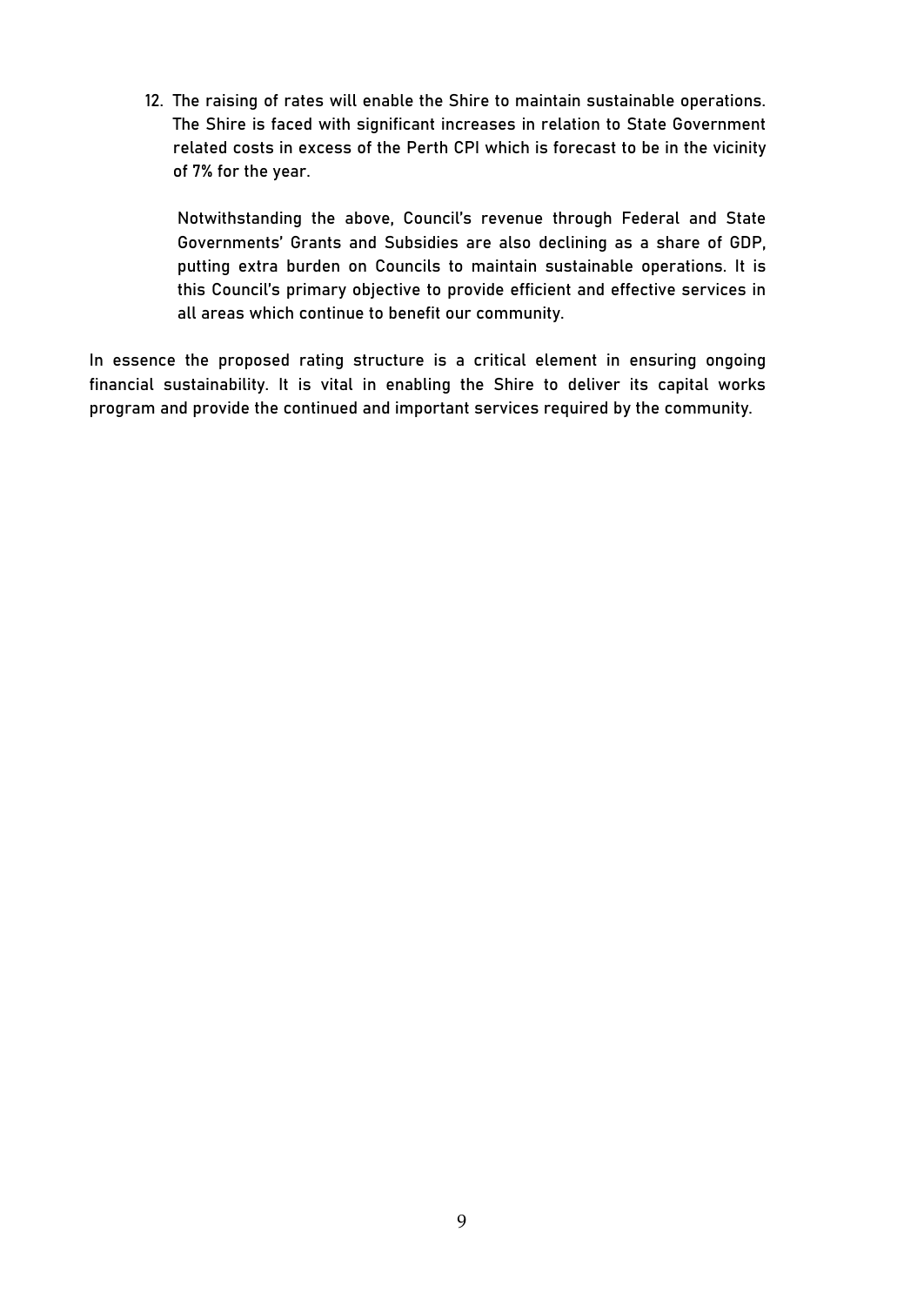12. The raising of rates will enable the Shire to maintain sustainable operations. The Shire is faced with significant increases in relation to State Government related costs in excess of the Perth CPI which is forecast to be in the vicinity of 7% for the year.

    Notwithstanding the above, Council's revenue through Federal and State Governments' Grants and Subsidies are also declining as a share of GDP, putting extra burden on Councils to maintain sustainable operations. It is this Council's primary objective to provide efficient and effective services in all areas which continue to benefit our community.

In essence the proposed rating structure is a critical element in ensuring ongoing financial sustainability. It is vital in enabling the Shire to deliver its capital works program and provide the continued and important services required by the community.